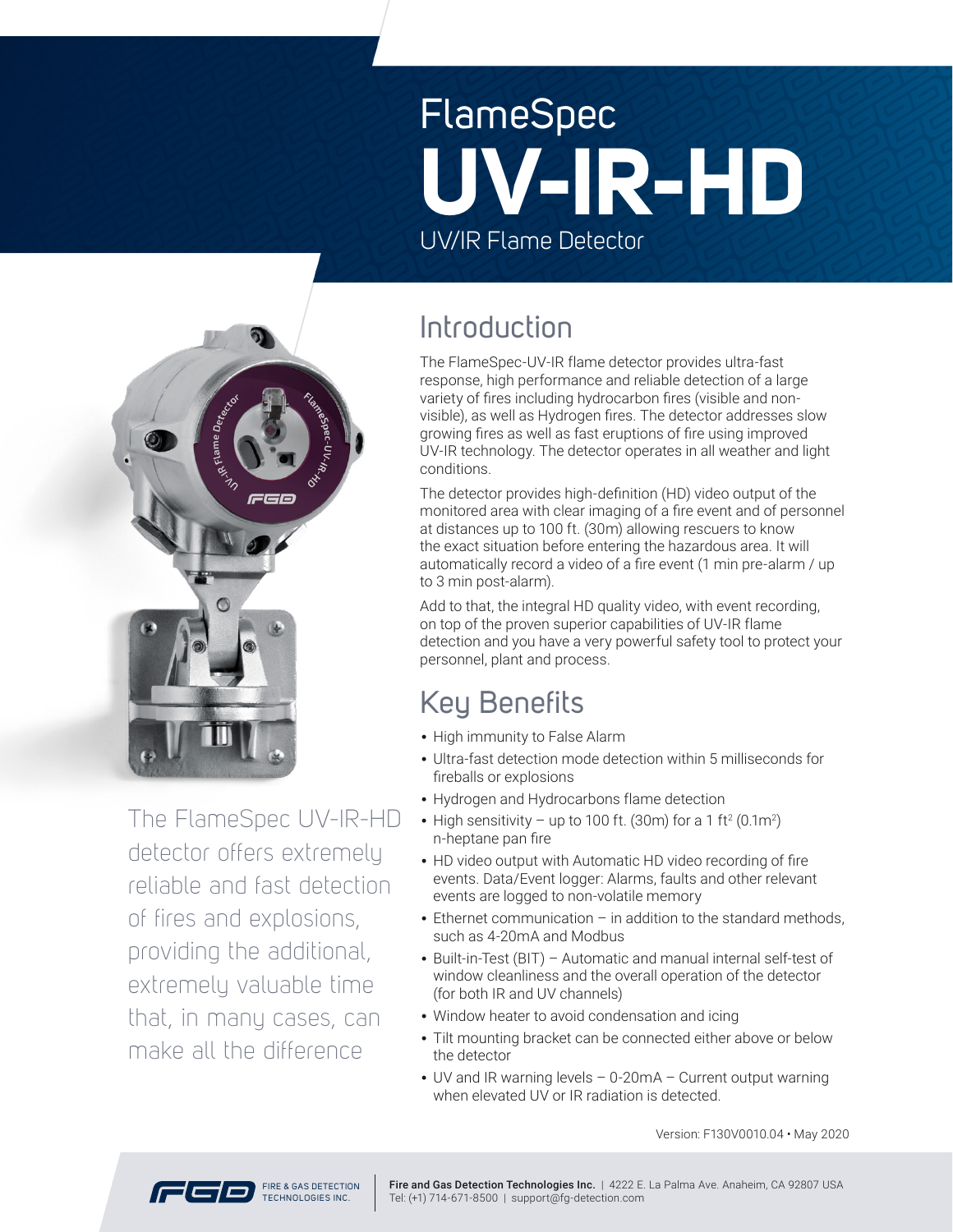# FlameSpec UV-IR-HD

UV/IR Flame Detector

The FlameSpec UV-IR-HD detector offers extremely reliable and fast detection of fires and explosions, providing the additional, extremely valuable time that, in many cases, can make all the difference

## Introduction

The FlameSpec-UV-IR flame detector provides ultra-fast response, high performance and reliable detection of a large variety of fires including hydrocarbon fires (visible and non-visible), as well as Hydrogen fires. The detector addresses slow growing fires as well as fast eruptions of fire using improved UV-IR technology. The detector operates in all weather and light conditions.

The detector provides high-definition (HD) video output of the monitored area with clear imaging of a fire event and of personnel at distances up to 100 ft. (30m) allowing rescuers to know the exact situation before entering the hazardous area. It will automatically record a video of a fire event (1 min pre-alarm / up to 3 min post-alarm).

Add to that, the integral HD quality video, with event recording, on top of the proven superior capabilities of UV-IR flame detection and you have a very powerful safety tool to protect your personnel, plant and process.

## Key Benefits

- High immunity to False Alarm
- Ultra-fast detection mode detection within 5 milliseconds for fireballs or explosions
- Hydrogen and Hydrocarbons flame detection
- High sensitivity – up to 100 ft. (30m) for a 1 $ft^2$ ($0.1m^2$) n-heptane pan fire
- HD video output with Automatic HD video recording of fire events. Data/Event logger: Alarms, faults and other relevant events are logged to non-volatile memory
- Ethernet communication – in addition to the standard methods, such as 4-20mA and Modbus
- Built-in-Test (BIT) – Automatic and manual internal self-test of window cleanliness and the overall operation of the detector (for both IR and UV channels)
- Window heater to avoid condensation and icing
- Tilt mounting bracket can be connected either above or below the detector
- UV and IR warning levels – 0-20mA – Current output warning when elevated UV or IR radiation is detected.

Version: F130V0010.04 • May 2020

**Fire and Gas Detection Technologies Inc.** | 4222 E. La Palma Ave. Anaheim, CA 92807 USA
Tel: (+1) 714-671-8500 | support@fg-detection.com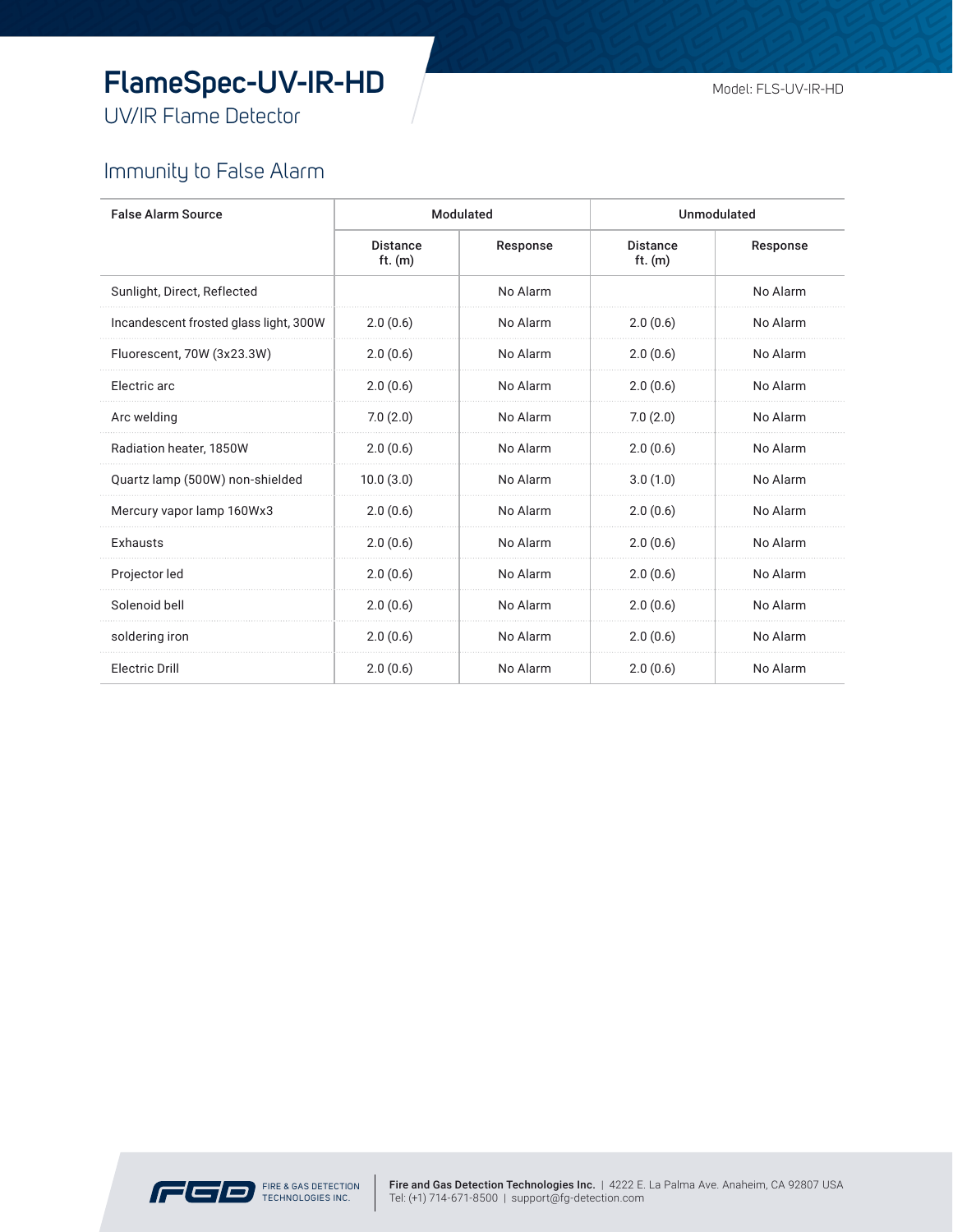# FlameSpec-UV-IR-HD

UV/IR Flame Detector

Model: FLS-UV-IR-HD

## Immunity to False Alarm

| False Alarm Source | Modulated | | Unmodulated | |
|---|---|---|---|---|
| | Distance ft. (m) | Response | Distance ft. (m) | Response |
| Sunlight, Direct, Reflected | | No Alarm | | No Alarm |
| Incandescent frosted glass light, 300W | 2.0 (0.6) | No Alarm | 2.0 (0.6) | No Alarm |
| Fluorescent, 70W (3x23.3W) | 2.0 (0.6) | No Alarm | 2.0 (0.6) | No Alarm |
| Electric arc | 2.0 (0.6) | No Alarm | 2.0 (0.6) | No Alarm |
| Arc welding | 7.0 (2.0) | No Alarm | 7.0 (2.0) | No Alarm |
| Radiation heater, 1850W | 2.0 (0.6) | No Alarm | 2.0 (0.6) | No Alarm |
| Quartz lamp (500W) non-shielded | 10.0 (3.0) | No Alarm | 3.0 (1.0) | No Alarm |
| Mercury vapor lamp 160Wx3 | 2.0 (0.6) | No Alarm | 2.0 (0.6) | No Alarm |
| Exhausts | 2.0 (0.6) | No Alarm | 2.0 (0.6) | No Alarm |
| Projector led | 2.0 (0.6) | No Alarm | 2.0 (0.6) | No Alarm |
| Solenoid bell | 2.0 (0.6) | No Alarm | 2.0 (0.6) | No Alarm |
| soldering iron | 2.0 (0.6) | No Alarm | 2.0 (0.6) | No Alarm |
| Electric Drill | 2.0 (0.6) | No Alarm | 2.0 (0.6) | No Alarm |

FIRE & GAS DETECTION TECHNOLOGIES INC.

**Fire and Gas Detection Technologies Inc.** | 4222 E. La Palma Ave. Anaheim, CA 92807 USA
Tel: (+1) 714-671-8500 | support@fg-detection.com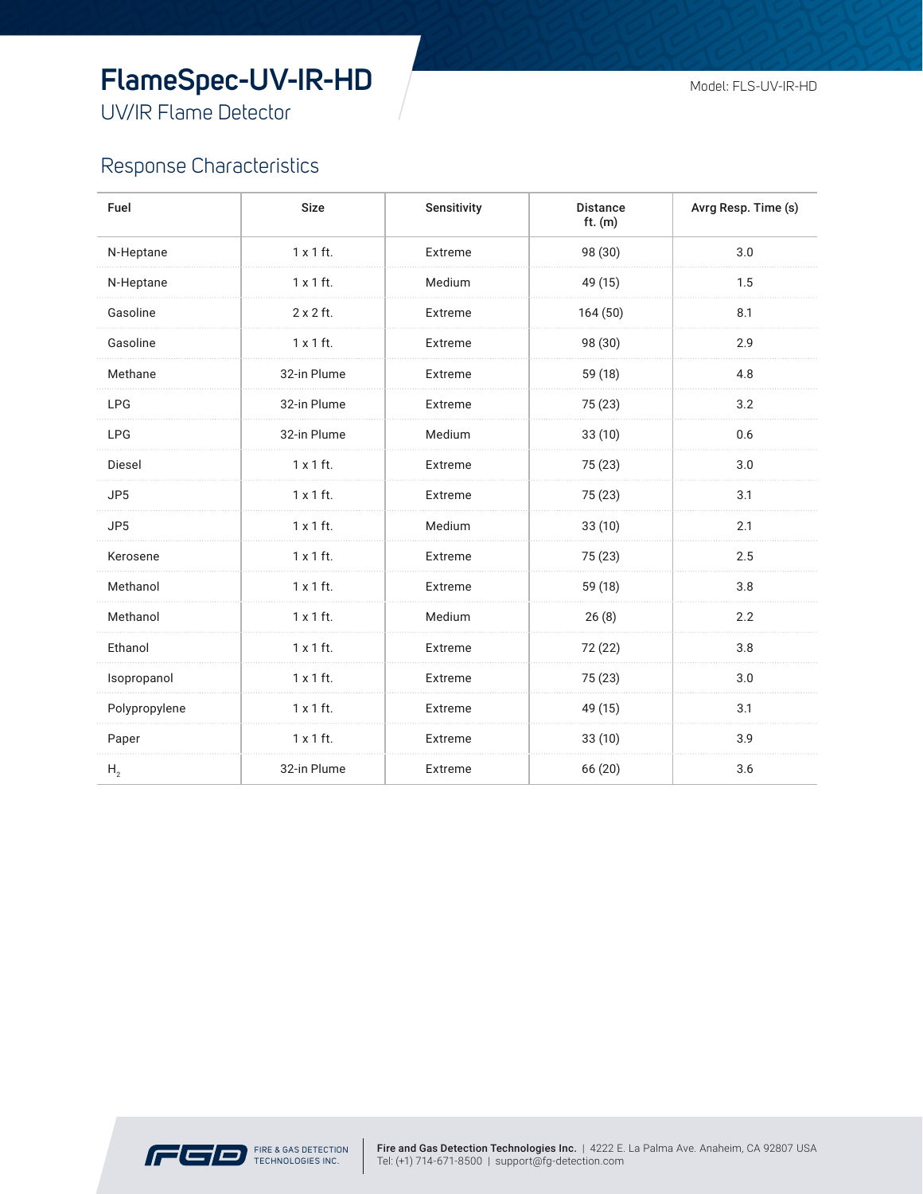# FlameSpec-UV-IR-HD

UV/IR Flame Detector

Model: FLS-UV-IR-HD

## Response Characteristics

| Fuel | Size | Sensitivity | Distance ft. (m) | Avrg Resp. Time (s) |
|---|---|---|---|---|
| N-Heptane | 1 x 1 ft. | Extreme | 98 (30) | 3.0 |
| N-Heptane | 1 x 1 ft. | Medium | 49 (15) | 1.5 |
| Gasoline | 2 x 2 ft. | Extreme | 164 (50) | 8.1 |
| Gasoline | 1 x 1 ft. | Extreme | 98 (30) | 2.9 |
| Methane | 32-in Plume | Extreme | 59 (18) | 4.8 |
| LPG | 32-in Plume | Extreme | 75 (23) | 3.2 |
| LPG | 32-in Plume | Medium | 33 (10) | 0.6 |
| Diesel | 1 x 1 ft. | Extreme | 75 (23) | 3.0 |
| JP5 | 1 x 1 ft. | Extreme | 75 (23) | 3.1 |
| JP5 | 1 x 1 ft. | Medium | 33 (10) | 2.1 |
| Kerosene | 1 x 1 ft. | Extreme | 75 (23) | 2.5 |
| Methanol | 1 x 1 ft. | Extreme | 59 (18) | 3.8 |
| Methanol | 1 x 1 ft. | Medium | 26 (8) | 2.2 |
| Ethanol | 1 x 1 ft. | Extreme | 72 (22) | 3.8 |
| Isopropanol | 1 x 1 ft. | Extreme | 75 (23) | 3.0 |
| Polypropylene | 1 x 1 ft. | Extreme | 49 (15) | 3.1 |
| Paper | 1 x 1 ft. | Extreme | 33 (10) | 3.9 |
| $H_2$ | 32-in Plume | Extreme | 66 (20) | 3.6 |

FIRE & GAS DETECTION TECHNOLOGIES INC.

**Fire and Gas Detection Technologies Inc.** | 4222 E. La Palma Ave. Anaheim, CA 92807 USA
Tel: (+1) 714-671-8500 | support@fg-detection.com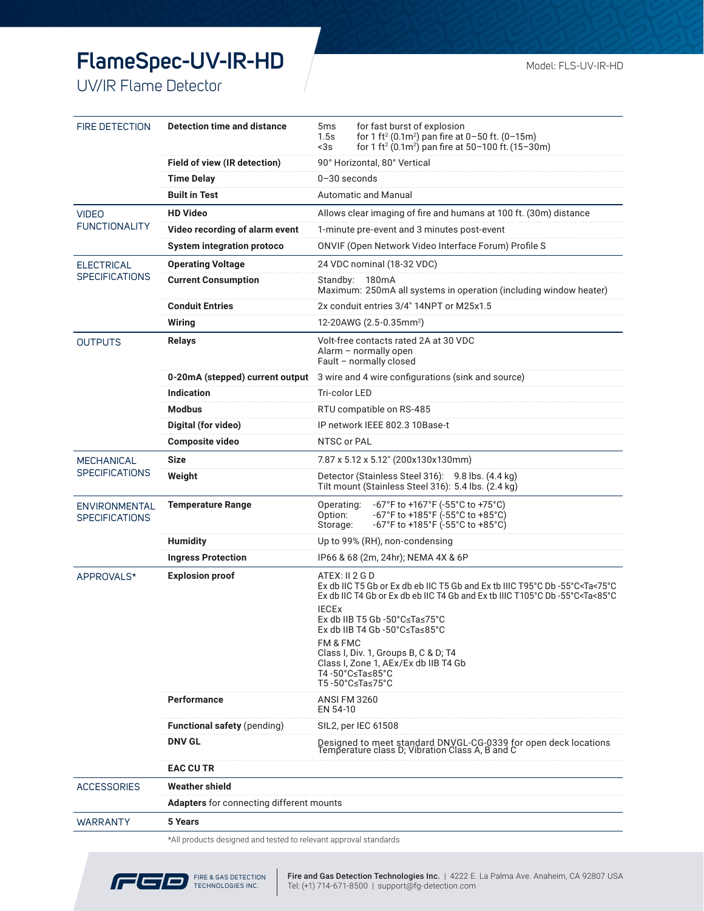# FlameSpec-UV-IR-HD

## UV/IR Flame Detector

Model: FLS-UV-IR-HD

| | | |
|---|---|---|
| FIRE DETECTION | **Detection time and distance** | 5ms for fast burst of explosion<br>1.5s for 1 ft² (0.1m²) pan fire at 0–50 ft. (0–15m)<br><3s for 1 ft² (0.1m²) pan fire at 50–100 ft. (15–30m) |
| | **Field of view (IR detection)** | 90° Horizontal, 80° Vertical |
| | **Time Delay** | 0–30 seconds |
| | **Built in Test** | Automatic and Manual |
| VIDEO FUNCTIONALITY | **HD Video** | Allows clear imaging of fire and humans at 100 ft. (30m) distance |
| | **Video recording of alarm event** | 1-minute pre-event and 3 minutes post-event |
| | **System integration protoco** | ONVIF (Open Network Video Interface Forum) Profile S |
| ELECTRICAL SPECIFICATIONS | **Operating Voltage** | 24 VDC nominal (18-32 VDC) |
| | **Current Consumption** | Standby: 180mA<br>Maximum: 250mA all systems in operation (including window heater) |
| | **Conduit Entries** | 2x conduit entries 3/4" 14NPT or M25x1.5 |
| | **Wiring** | 12-20AWG (2.5-0.35mm²) |
| OUTPUTS | **Relays** | Volt-free contacts rated 2A at 30 VDC<br>Alarm – normally open<br>Fault – normally closed |
| | **0-20mA (stepped) current output** | 3 wire and 4 wire configurations (sink and source) |
| | **Indication** | Tri-color LED |
| | **Modbus** | RTU compatible on RS-485 |
| | **Digital (for video)** | IP network IEEE 802.3 10Base-t |
| | **Composite video** | NTSC or PAL |
| MECHANICAL SPECIFICATIONS | **Size** | 7.87 x 5.12 x 5.12" (200x130x130mm) |
| | **Weight** | Detector (Stainless Steel 316): 9.8 lbs. (4.4 kg)<br>Tilt mount (Stainless Steel 316): 5.4 lbs. (2.4 kg) |
| ENVIRONMENTAL SPECIFICATIONS | **Temperature Range** | Operating: -67°F to +167°F (-55°C to +75°C)<br>Option: -67°F to +185°F (-55°C to +85°C)<br>Storage: -67°F to +185°F (-55°C to +85°C) |
| | **Humidity** | Up to 99% (RH), non-condensing |
| | **Ingress Protection** | IP66 & 68 (2m, 24hr); NEMA 4X & 6P |
| APPROVALS* | **Explosion proof** | ATEX: II 2 G D<br>Ex db IIC T5 Gb or Ex db eb IIC T5 Gb and Ex tb IIIC T95°C Db -55°C<Ta<75°C<br>Ex db IIC T4 Gb or Ex db eb IIC T4 Gb and Ex tb IIIC T105°C Db -55°C<Ta<85°C<br>IECEx<br>Ex db IIB T5 Gb -50°C≤Ta≤75°C<br>Ex db IIB T4 Gb -50°C≤Ta≤85°C<br>FM & FMC<br>Class I, Div. 1, Groups B, C & D; T4<br>Class I, Zone 1, AEx/Ex db IIB T4 Gb<br>T4 -50°C≤Ta≤85°C<br>T5 -50°C≤Ta≤75°C |
| | **Performance** | ANSI FM 3260<br>EN 54-10 |
| | **Functional safety** (pending) | SIL2, per IEC 61508 |
| | **DNV GL** | Designed to meet standard DNVGL-CG-0339 for open deck locations<br>Temperature class D; Vibration Class A, B and C |
| | **EAC CU TR** | |
| ACCESSORIES | **Weather shield** | |
| | **Adapters** for connecting different mounts | |
| WARRANTY | **5 Years** | |

*All products designed and tested to relevant approval standards

FGD FIRE & GAS DETECTION TECHNOLOGIES INC.

**Fire and Gas Detection Technologies Inc.** | 4222 E. La Palma Ave. Anaheim, CA 92807 USA
Tel: (+1) 714-671-8500 | support@fg-detection.com